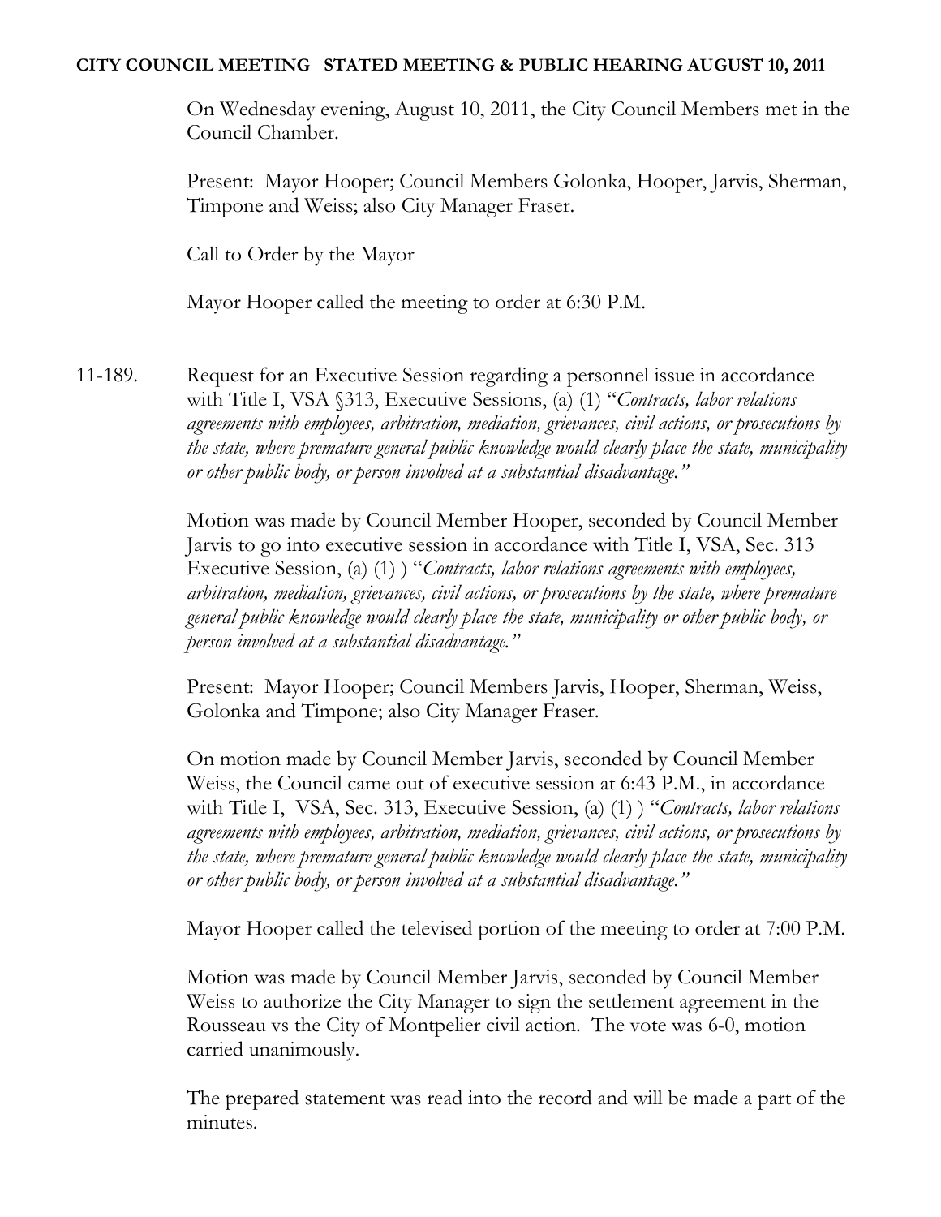**CITY COUNCIL MEETING   STATED MEETING & PUBLIC HEARING AUGUST 10, 2011**

On Wednesday evening, August 10, 2011, the City Council Members met in the Council Chamber.

Present: Mayor Hooper; Council Members Golonka, Hooper, Jarvis, Sherman, Timpone and Weiss; also City Manager Fraser.

Call to Order by the Mayor

Mayor Hooper called the meeting to order at 6:30 P.M.

11-189. Request for an Executive Session regarding a personnel issue in accordance with Title I, VSA §313, Executive Sessions, (a) (1) "*Contracts, labor relations agreements with employees, arbitration, mediation, grievances, civil actions, or prosecutions by the state, where premature general public knowledge would clearly place the state, municipality or other public body, or person involved at a substantial disadvantage.*"

Motion was made by Council Member Hooper, seconded by Council Member Jarvis to go into executive session in accordance with Title I, VSA, Sec. 313 Executive Session, (a) (1) ) "*Contracts, labor relations agreements with employees, arbitration, mediation, grievances, civil actions, or prosecutions by the state, where premature general public knowledge would clearly place the state, municipality or other public body, or person involved at a substantial disadvantage.*"

Present: Mayor Hooper; Council Members Jarvis, Hooper, Sherman, Weiss, Golonka and Timpone; also City Manager Fraser.

On motion made by Council Member Jarvis, seconded by Council Member Weiss, the Council came out of executive session at 6:43 P.M., in accordance with Title I, VSA, Sec. 313, Executive Session, (a) (1) ) "*Contracts, labor relations agreements with employees, arbitration, mediation, grievances, civil actions, or prosecutions by the state, where premature general public knowledge would clearly place the state, municipality or other public body, or person involved at a substantial disadvantage.*"

Mayor Hooper called the televised portion of the meeting to order at 7:00 P.M.

Motion was made by Council Member Jarvis, seconded by Council Member Weiss to authorize the City Manager to sign the settlement agreement in the Rousseau vs the City of Montpelier civil action. The vote was 6-0, motion carried unanimously.

The prepared statement was read into the record and will be made a part of the minutes.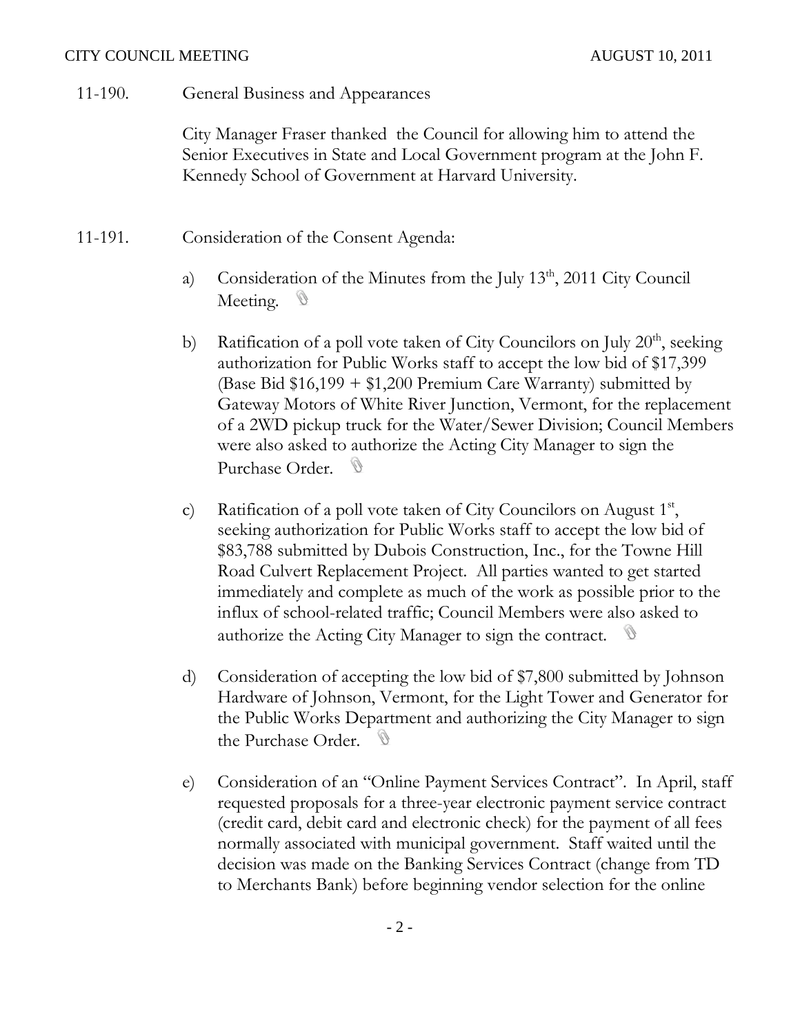11-190. General Business and Appearances

City Manager Fraser thanked the Council for allowing him to attend the Senior Executives in State and Local Government program at the John F. Kennedy School of Government at Harvard University.

11-191. Consideration of the Consent Agenda:

a) Consideration of the Minutes from the July 13th, 2011 City Council Meeting.

b) Ratification of a poll vote taken of City Councilors on July 20th, seeking authorization for Public Works staff to accept the low bid of $17,399 (Base Bid $16,199 + $1,200 Premium Care Warranty) submitted by Gateway Motors of White River Junction, Vermont, for the replacement of a 2WD pickup truck for the Water/Sewer Division; Council Members were also asked to authorize the Acting City Manager to sign the Purchase Order.

c) Ratification of a poll vote taken of City Councilors on August 1st, seeking authorization for Public Works staff to accept the low bid of $83,788 submitted by Dubois Construction, Inc., for the Towne Hill Road Culvert Replacement Project. All parties wanted to get started immediately and complete as much of the work as possible prior to the influx of school-related traffic; Council Members were also asked to authorize the Acting City Manager to sign the contract.

d) Consideration of accepting the low bid of $7,800 submitted by Johnson Hardware of Johnson, Vermont, for the Light Tower and Generator for the Public Works Department and authorizing the City Manager to sign the Purchase Order.

e) Consideration of an "Online Payment Services Contract". In April, staff requested proposals for a three-year electronic payment service contract (credit card, debit card and electronic check) for the payment of all fees normally associated with municipal government. Staff waited until the decision was made on the Banking Services Contract (change from TD to Merchants Bank) before beginning vendor selection for the online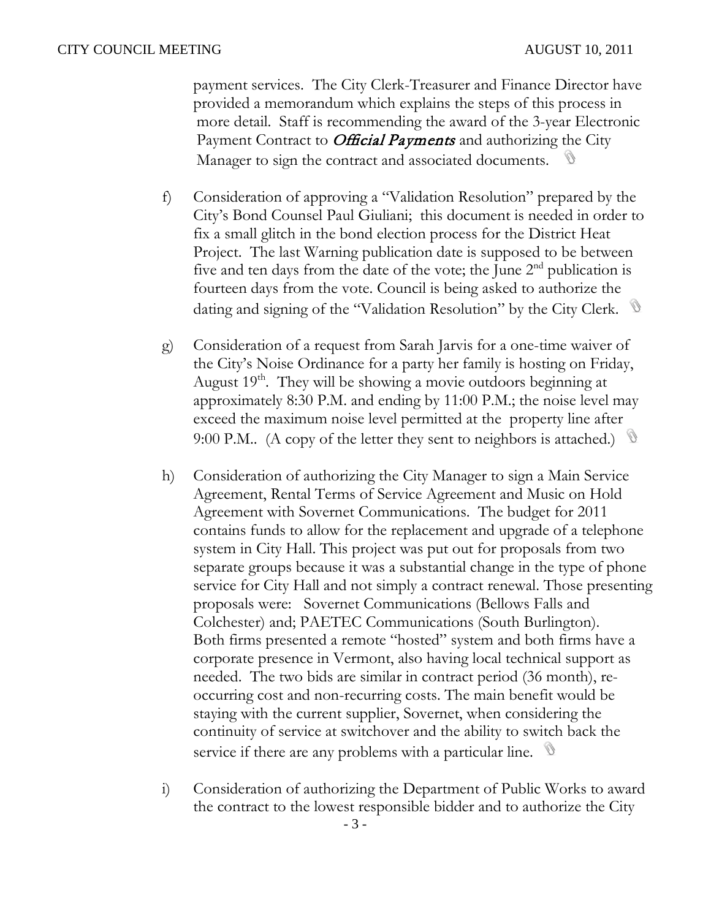payment services. The City Clerk-Treasurer and Finance Director have provided a memorandum which explains the steps of this process in more detail. Staff is recommending the award of the 3-year Electronic Payment Contract to *Official Payments* and authorizing the City Manager to sign the contract and associated documents.

f) Consideration of approving a "Validation Resolution" prepared by the City's Bond Counsel Paul Giuliani; this document is needed in order to fix a small glitch in the bond election process for the District Heat Project. The last Warning publication date is supposed to be between five and ten days from the date of the vote; the June 2nd publication is fourteen days from the vote. Council is being asked to authorize the dating and signing of the "Validation Resolution" by the City Clerk.

g) Consideration of a request from Sarah Jarvis for a one-time waiver of the City's Noise Ordinance for a party her family is hosting on Friday, August 19th. They will be showing a movie outdoors beginning at approximately 8:30 P.M. and ending by 11:00 P.M.; the noise level may exceed the maximum noise level permitted at the property line after 9:00 P.M.. (A copy of the letter they sent to neighbors is attached.)

h) Consideration of authorizing the City Manager to sign a Main Service Agreement, Rental Terms of Service Agreement and Music on Hold Agreement with Sovernet Communications. The budget for 2011 contains funds to allow for the replacement and upgrade of a telephone system in City Hall. This project was put out for proposals from two separate groups because it was a substantial change in the type of phone service for City Hall and not simply a contract renewal. Those presenting proposals were: Sovernet Communications (Bellows Falls and Colchester) and; PAETEC Communications (South Burlington). Both firms presented a remote "hosted" system and both firms have a corporate presence in Vermont, also having local technical support as needed. The two bids are similar in contract period (36 month), re-occurring cost and non-recurring costs. The main benefit would be staying with the current supplier, Sovernet, when considering the continuity of service at switchover and the ability to switch back the service if there are any problems with a particular line.

i) Consideration of authorizing the Department of Public Works to award the contract to the lowest responsible bidder and to authorize the City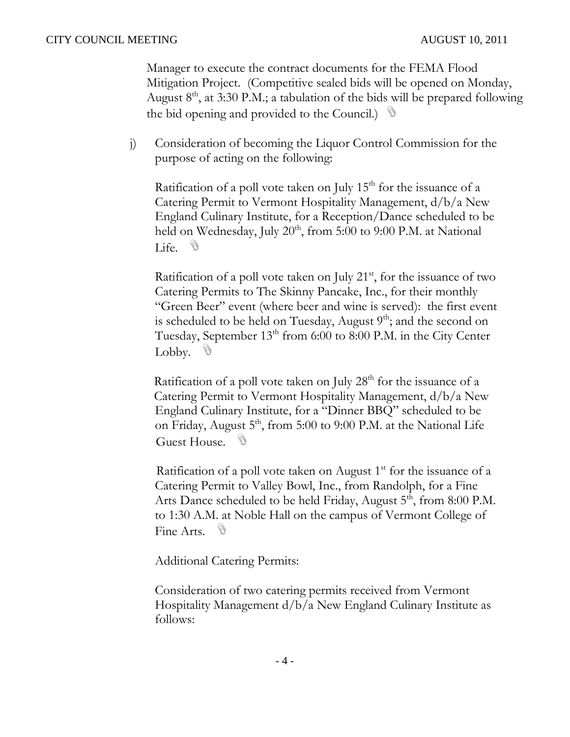Manager to execute the contract documents for the FEMA Flood Mitigation Project. (Competitive sealed bids will be opened on Monday, August 8th, at 3:30 P.M.; a tabulation of the bids will be prepared following the bid opening and provided to the Council.)

j) Consideration of becoming the Liquor Control Commission for the purpose of acting on the following:

Ratification of a poll vote taken on July 15th for the issuance of a Catering Permit to Vermont Hospitality Management, d/b/a New England Culinary Institute, for a Reception/Dance scheduled to be held on Wednesday, July 20th, from 5:00 to 9:00 P.M. at National Life.

Ratification of a poll vote taken on July 21st, for the issuance of two Catering Permits to The Skinny Pancake, Inc., for their monthly "Green Beer" event (where beer and wine is served): the first event is scheduled to be held on Tuesday, August 9th; and the second on Tuesday, September 13th from 6:00 to 8:00 P.M. in the City Center Lobby.

Ratification of a poll vote taken on July 28th for the issuance of a Catering Permit to Vermont Hospitality Management, d/b/a New England Culinary Institute, for a "Dinner BBQ" scheduled to be on Friday, August 5th, from 5:00 to 9:00 P.M. at the National Life Guest House.

Ratification of a poll vote taken on August 1st for the issuance of a Catering Permit to Valley Bowl, Inc., from Randolph, for a Fine Arts Dance scheduled to be held Friday, August 5th, from 8:00 P.M. to 1:30 A.M. at Noble Hall on the campus of Vermont College of Fine Arts.

Additional Catering Permits:

Consideration of two catering permits received from Vermont Hospitality Management d/b/a New England Culinary Institute as follows: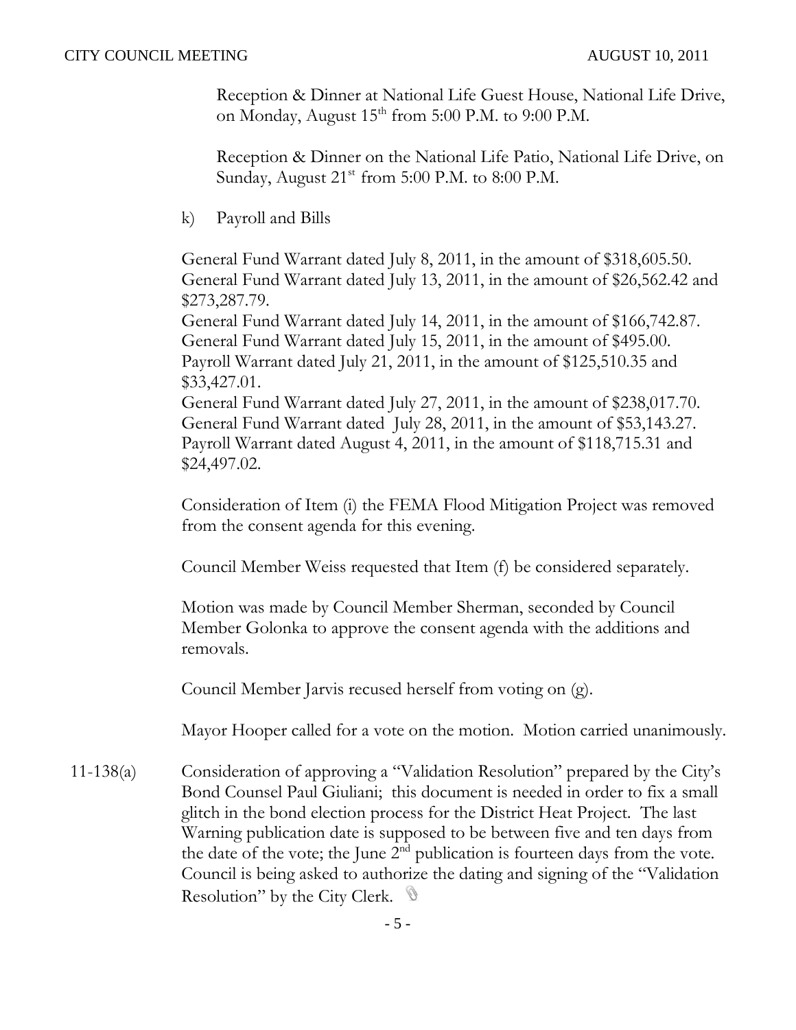Reception & Dinner at National Life Guest House, National Life Drive, on Monday, August 15th from 5:00 P.M. to 9:00 P.M.

Reception & Dinner on the National Life Patio, National Life Drive, on Sunday, August 21st from 5:00 P.M. to 8:00 P.M.

k) Payroll and Bills

General Fund Warrant dated July 8, 2011, in the amount of $318,605.50.
General Fund Warrant dated July 13, 2011, in the amount of $26,562.42 and $273,287.79.
General Fund Warrant dated July 14, 2011, in the amount of $166,742.87.
General Fund Warrant dated July 15, 2011, in the amount of $495.00.
Payroll Warrant dated July 21, 2011, in the amount of $125,510.35 and $33,427.01.
General Fund Warrant dated July 27, 2011, in the amount of $238,017.70.
General Fund Warrant dated July 28, 2011, in the amount of $53,143.27.
Payroll Warrant dated August 4, 2011, in the amount of $118,715.31 and $24,497.02.

Consideration of Item (i) the FEMA Flood Mitigation Project was removed from the consent agenda for this evening.

Council Member Weiss requested that Item (f) be considered separately.

Motion was made by Council Member Sherman, seconded by Council Member Golonka to approve the consent agenda with the additions and removals.

Council Member Jarvis recused herself from voting on (g).

Mayor Hooper called for a vote on the motion. Motion carried unanimously.

11-138(a) Consideration of approving a "Validation Resolution" prepared by the City's Bond Counsel Paul Giuliani; this document is needed in order to fix a small glitch in the bond election process for the District Heat Project. The last Warning publication date is supposed to be between five and ten days from the date of the vote; the June 2nd publication is fourteen days from the vote. Council is being asked to authorize the dating and signing of the "Validation Resolution" by the City Clerk.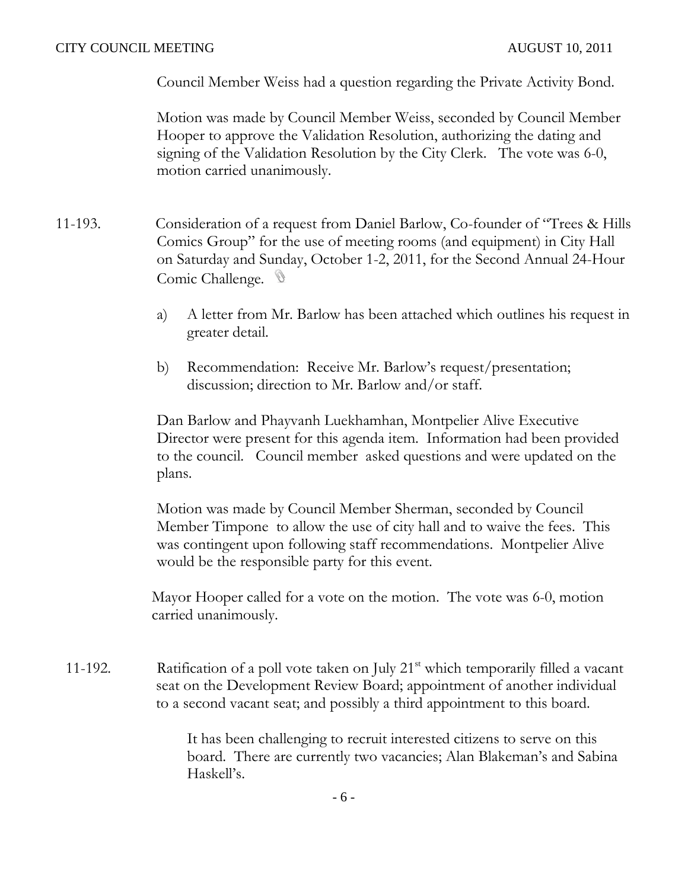Council Member Weiss had a question regarding the Private Activity Bond.

Motion was made by Council Member Weiss, seconded by Council Member Hooper to approve the Validation Resolution, authorizing the dating and signing of the Validation Resolution by the City Clerk. The vote was 6-0, motion carried unanimously.

11-193. Consideration of a request from Daniel Barlow, Co-founder of "Trees & Hills Comics Group" for the use of meeting rooms (and equipment) in City Hall on Saturday and Sunday, October 1-2, 2011, for the Second Annual 24-Hour Comic Challenge.

a) A letter from Mr. Barlow has been attached which outlines his request in greater detail.

b) Recommendation: Receive Mr. Barlow's request/presentation; discussion; direction to Mr. Barlow and/or staff.

Dan Barlow and Phayvanh Luekhamhan, Montpelier Alive Executive Director were present for this agenda item. Information had been provided to the council. Council member asked questions and were updated on the plans.

Motion was made by Council Member Sherman, seconded by Council Member Timpone to allow the use of city hall and to waive the fees. This was contingent upon following staff recommendations. Montpelier Alive would be the responsible party for this event.

Mayor Hooper called for a vote on the motion. The vote was 6-0, motion carried unanimously.

11-192. Ratification of a poll vote taken on July 21st which temporarily filled a vacant seat on the Development Review Board; appointment of another individual to a second vacant seat; and possibly a third appointment to this board.

It has been challenging to recruit interested citizens to serve on this board. There are currently two vacancies; Alan Blakeman's and Sabina Haskell's.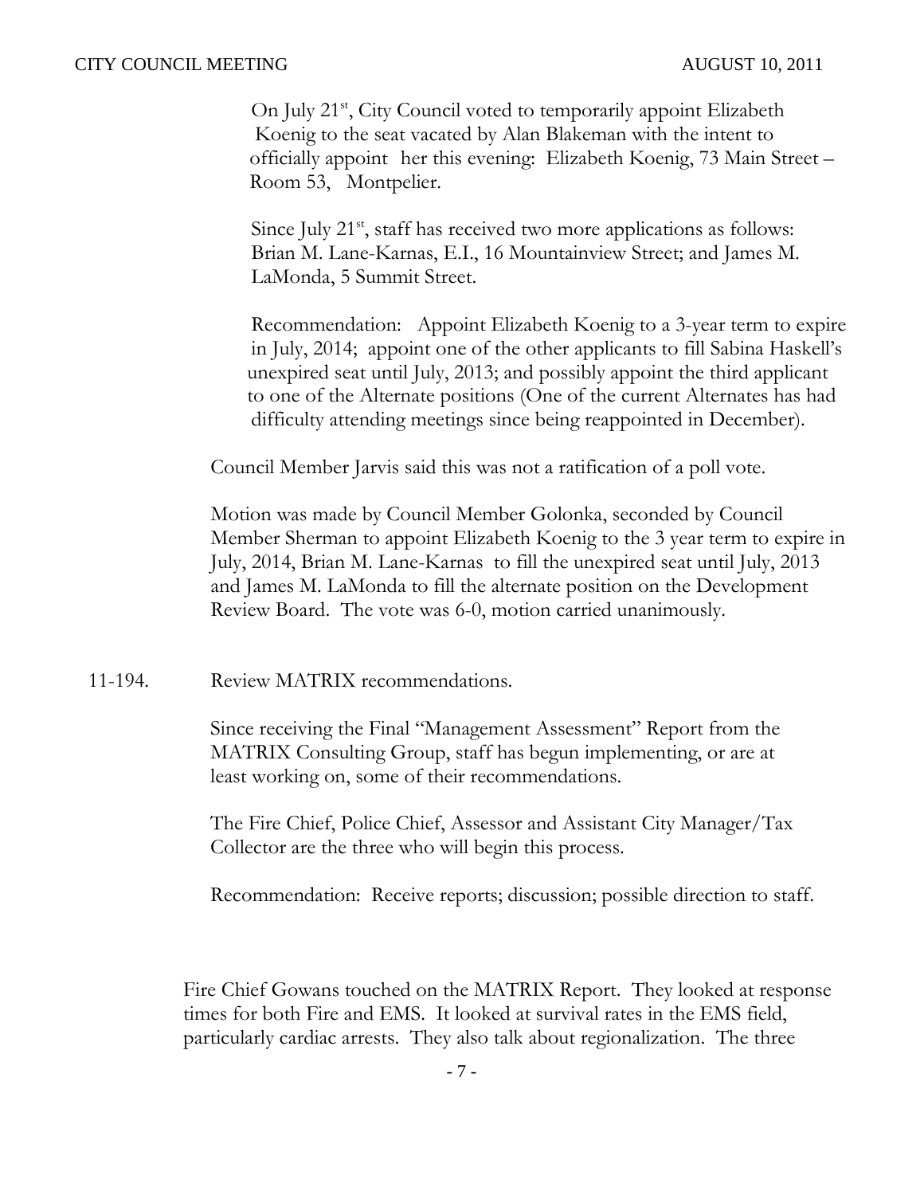On July 21st, City Council voted to temporarily appoint Elizabeth Koenig to the seat vacated by Alan Blakeman with the intent to officially appoint her this evening: Elizabeth Koenig, 73 Main Street – Room 53, Montpelier.

Since July 21st, staff has received two more applications as follows: Brian M. Lane-Karnas, E.I., 16 Mountainview Street; and James M. LaMonda, 5 Summit Street.

Recommendation: Appoint Elizabeth Koenig to a 3-year term to expire in July, 2014; appoint one of the other applicants to fill Sabina Haskell's unexpired seat until July, 2013; and possibly appoint the third applicant to one of the Alternate positions (One of the current Alternates has had difficulty attending meetings since being reappointed in December).

Council Member Jarvis said this was not a ratification of a poll vote.

Motion was made by Council Member Golonka, seconded by Council Member Sherman to appoint Elizabeth Koenig to the 3 year term to expire in July, 2014, Brian M. Lane-Karnas to fill the unexpired seat until July, 2013 and James M. LaMonda to fill the alternate position on the Development Review Board. The vote was 6-0, motion carried unanimously.

11-194. Review MATRIX recommendations.

Since receiving the Final "Management Assessment" Report from the MATRIX Consulting Group, staff has begun implementing, or are at least working on, some of their recommendations.

The Fire Chief, Police Chief, Assessor and Assistant City Manager/Tax Collector are the three who will begin this process.

Recommendation: Receive reports; discussion; possible direction to staff.

Fire Chief Gowans touched on the MATRIX Report. They looked at response times for both Fire and EMS. It looked at survival rates in the EMS field, particularly cardiac arrests. They also talk about regionalization. The three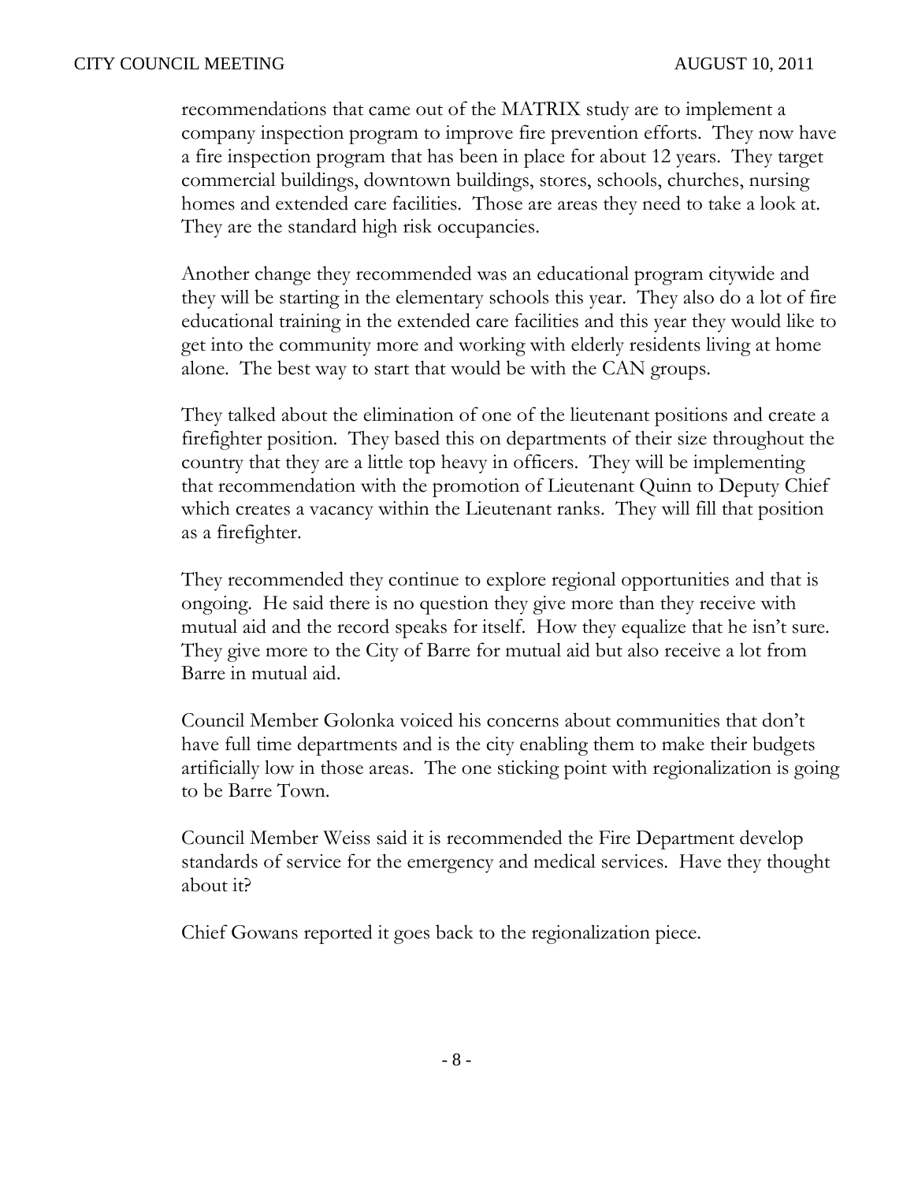recommendations that came out of the MATRIX study are to implement a company inspection program to improve fire prevention efforts. They now have a fire inspection program that has been in place for about 12 years. They target commercial buildings, downtown buildings, stores, schools, churches, nursing homes and extended care facilities. Those are areas they need to take a look at. They are the standard high risk occupancies.

Another change they recommended was an educational program citywide and they will be starting in the elementary schools this year. They also do a lot of fire educational training in the extended care facilities and this year they would like to get into the community more and working with elderly residents living at home alone. The best way to start that would be with the CAN groups.

They talked about the elimination of one of the lieutenant positions and create a firefighter position. They based this on departments of their size throughout the country that they are a little top heavy in officers. They will be implementing that recommendation with the promotion of Lieutenant Quinn to Deputy Chief which creates a vacancy within the Lieutenant ranks. They will fill that position as a firefighter.

They recommended they continue to explore regional opportunities and that is ongoing. He said there is no question they give more than they receive with mutual aid and the record speaks for itself. How they equalize that he isn't sure. They give more to the City of Barre for mutual aid but also receive a lot from Barre in mutual aid.

Council Member Golonka voiced his concerns about communities that don't have full time departments and is the city enabling them to make their budgets artificially low in those areas. The one sticking point with regionalization is going to be Barre Town.

Council Member Weiss said it is recommended the Fire Department develop standards of service for the emergency and medical services. Have they thought about it?

Chief Gowans reported it goes back to the regionalization piece.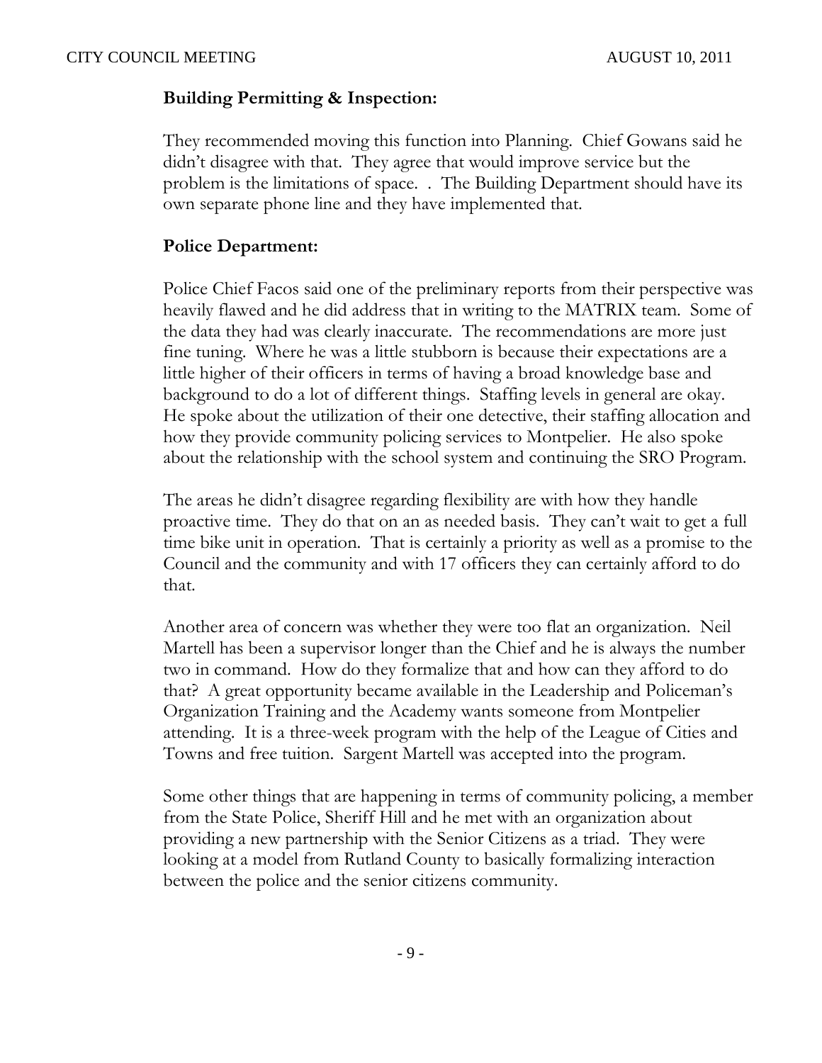**Building Permitting & Inspection:**

They recommended moving this function into Planning. Chief Gowans said he didn't disagree with that. They agree that would improve service but the problem is the limitations of space. . The Building Department should have its own separate phone line and they have implemented that.

**Police Department:**

Police Chief Facos said one of the preliminary reports from their perspective was heavily flawed and he did address that in writing to the MATRIX team. Some of the data they had was clearly inaccurate. The recommendations are more just fine tuning. Where he was a little stubborn is because their expectations are a little higher of their officers in terms of having a broad knowledge base and background to do a lot of different things. Staffing levels in general are okay. He spoke about the utilization of their one detective, their staffing allocation and how they provide community policing services to Montpelier. He also spoke about the relationship with the school system and continuing the SRO Program.

The areas he didn't disagree regarding flexibility are with how they handle proactive time. They do that on an as needed basis. They can't wait to get a full time bike unit in operation. That is certainly a priority as well as a promise to the Council and the community and with 17 officers they can certainly afford to do that.

Another area of concern was whether they were too flat an organization. Neil Martell has been a supervisor longer than the Chief and he is always the number two in command. How do they formalize that and how can they afford to do that? A great opportunity became available in the Leadership and Policeman's Organization Training and the Academy wants someone from Montpelier attending. It is a three-week program with the help of the League of Cities and Towns and free tuition. Sargent Martell was accepted into the program.

Some other things that are happening in terms of community policing, a member from the State Police, Sheriff Hill and he met with an organization about providing a new partnership with the Senior Citizens as a triad. They were looking at a model from Rutland County to basically formalizing interaction between the police and the senior citizens community.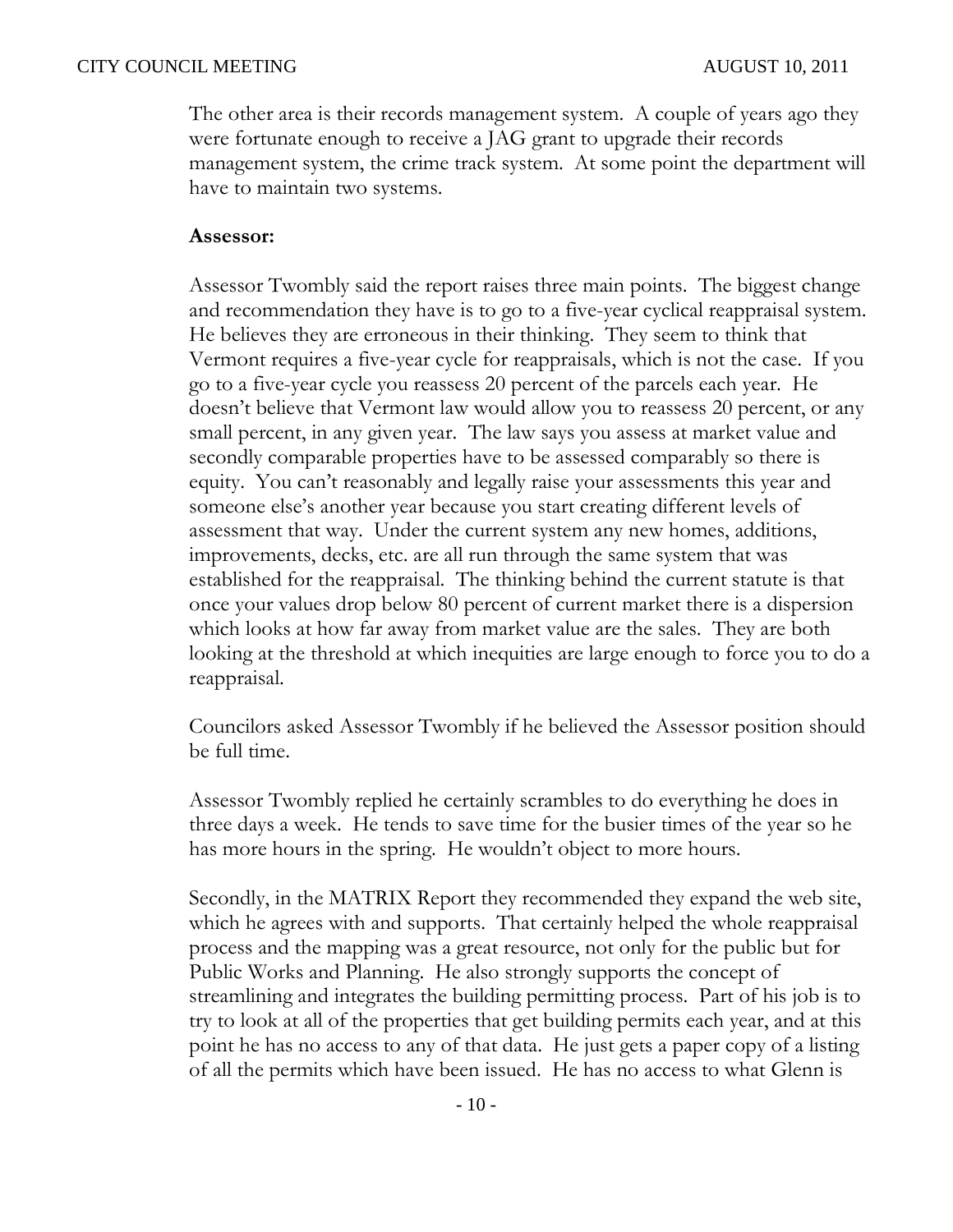The other area is their records management system. A couple of years ago they were fortunate enough to receive a JAG grant to upgrade their records management system, the crime track system. At some point the department will have to maintain two systems.

**Assessor:**

Assessor Twombly said the report raises three main points. The biggest change and recommendation they have is to go to a five-year cyclical reappraisal system. He believes they are erroneous in their thinking. They seem to think that Vermont requires a five-year cycle for reappraisals, which is not the case. If you go to a five-year cycle you reassess 20 percent of the parcels each year. He doesn't believe that Vermont law would allow you to reassess 20 percent, or any small percent, in any given year. The law says you assess at market value and secondly comparable properties have to be assessed comparably so there is equity. You can't reasonably and legally raise your assessments this year and someone else's another year because you start creating different levels of assessment that way. Under the current system any new homes, additions, improvements, decks, etc. are all run through the same system that was established for the reappraisal. The thinking behind the current statute is that once your values drop below 80 percent of current market there is a dispersion which looks at how far away from market value are the sales. They are both looking at the threshold at which inequities are large enough to force you to do a reappraisal.

Councilors asked Assessor Twombly if he believed the Assessor position should be full time.

Assessor Twombly replied he certainly scrambles to do everything he does in three days a week. He tends to save time for the busier times of the year so he has more hours in the spring. He wouldn't object to more hours.

Secondly, in the MATRIX Report they recommended they expand the web site, which he agrees with and supports. That certainly helped the whole reappraisal process and the mapping was a great resource, not only for the public but for Public Works and Planning. He also strongly supports the concept of streamlining and integrates the building permitting process. Part of his job is to try to look at all of the properties that get building permits each year, and at this point he has no access to any of that data. He just gets a paper copy of a listing of all the permits which have been issued. He has no access to what Glenn is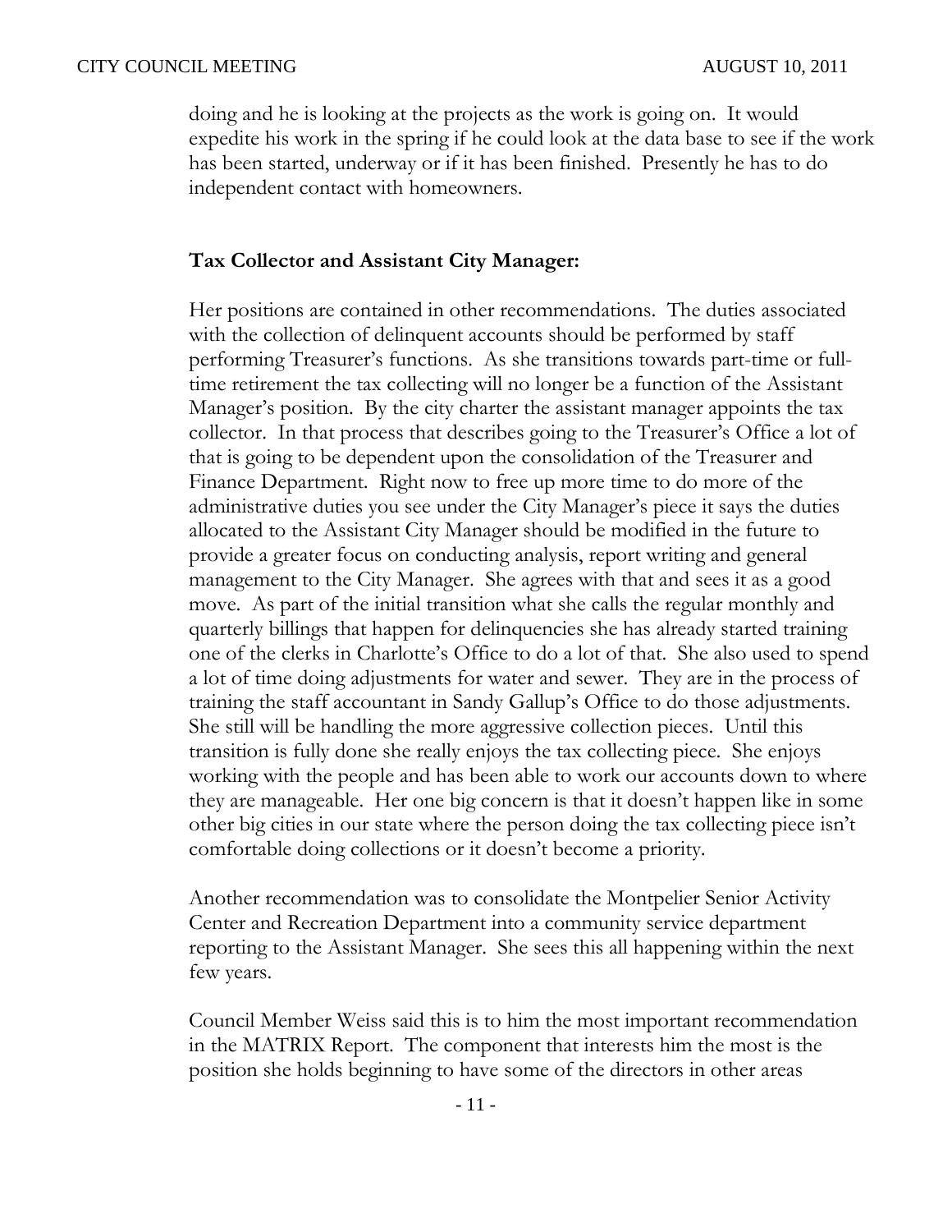doing and he is looking at the projects as the work is going on. It would expedite his work in the spring if he could look at the data base to see if the work has been started, underway or if it has been finished. Presently he has to do independent contact with homeowners.

**Tax Collector and Assistant City Manager:**

Her positions are contained in other recommendations. The duties associated with the collection of delinquent accounts should be performed by staff performing Treasurer's functions. As she transitions towards part-time or full-time retirement the tax collecting will no longer be a function of the Assistant Manager's position. By the city charter the assistant manager appoints the tax collector. In that process that describes going to the Treasurer's Office a lot of that is going to be dependent upon the consolidation of the Treasurer and Finance Department. Right now to free up more time to do more of the administrative duties you see under the City Manager's piece it says the duties allocated to the Assistant City Manager should be modified in the future to provide a greater focus on conducting analysis, report writing and general management to the City Manager. She agrees with that and sees it as a good move. As part of the initial transition what she calls the regular monthly and quarterly billings that happen for delinquencies she has already started training one of the clerks in Charlotte's Office to do a lot of that. She also used to spend a lot of time doing adjustments for water and sewer. They are in the process of training the staff accountant in Sandy Gallup's Office to do those adjustments. She still will be handling the more aggressive collection pieces. Until this transition is fully done she really enjoys the tax collecting piece. She enjoys working with the people and has been able to work our accounts down to where they are manageable. Her one big concern is that it doesn't happen like in some other big cities in our state where the person doing the tax collecting piece isn't comfortable doing collections or it doesn't become a priority.

Another recommendation was to consolidate the Montpelier Senior Activity Center and Recreation Department into a community service department reporting to the Assistant Manager. She sees this all happening within the next few years.

Council Member Weiss said this is to him the most important recommendation in the MATRIX Report. The component that interests him the most is the position she holds beginning to have some of the directors in other areas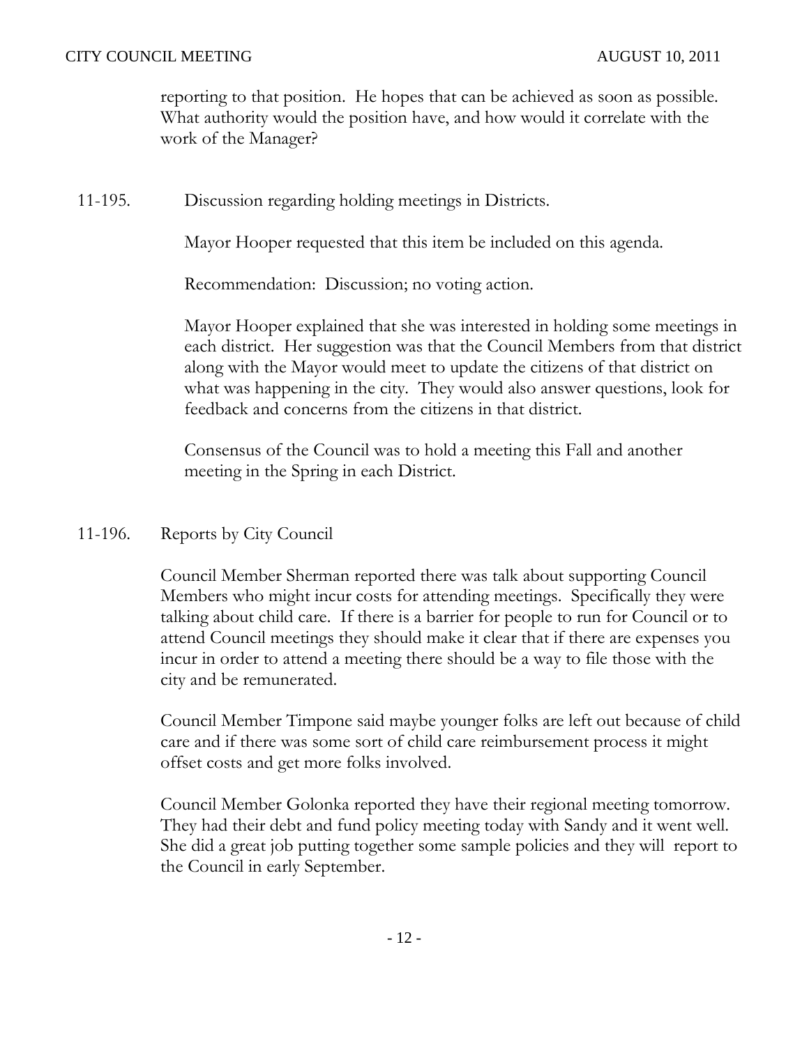reporting to that position. He hopes that can be achieved as soon as possible. What authority would the position have, and how would it correlate with the work of the Manager?

11-195. Discussion regarding holding meetings in Districts.

Mayor Hooper requested that this item be included on this agenda.

Recommendation: Discussion; no voting action.

Mayor Hooper explained that she was interested in holding some meetings in each district. Her suggestion was that the Council Members from that district along with the Mayor would meet to update the citizens of that district on what was happening in the city. They would also answer questions, look for feedback and concerns from the citizens in that district.

Consensus of the Council was to hold a meeting this Fall and another meeting in the Spring in each District.

11-196. Reports by City Council

Council Member Sherman reported there was talk about supporting Council Members who might incur costs for attending meetings. Specifically they were talking about child care. If there is a barrier for people to run for Council or to attend Council meetings they should make it clear that if there are expenses you incur in order to attend a meeting there should be a way to file those with the city and be remunerated.

Council Member Timpone said maybe younger folks are left out because of child care and if there was some sort of child care reimbursement process it might offset costs and get more folks involved.

Council Member Golonka reported they have their regional meeting tomorrow. They had their debt and fund policy meeting today with Sandy and it went well. She did a great job putting together some sample policies and they will report to the Council in early September.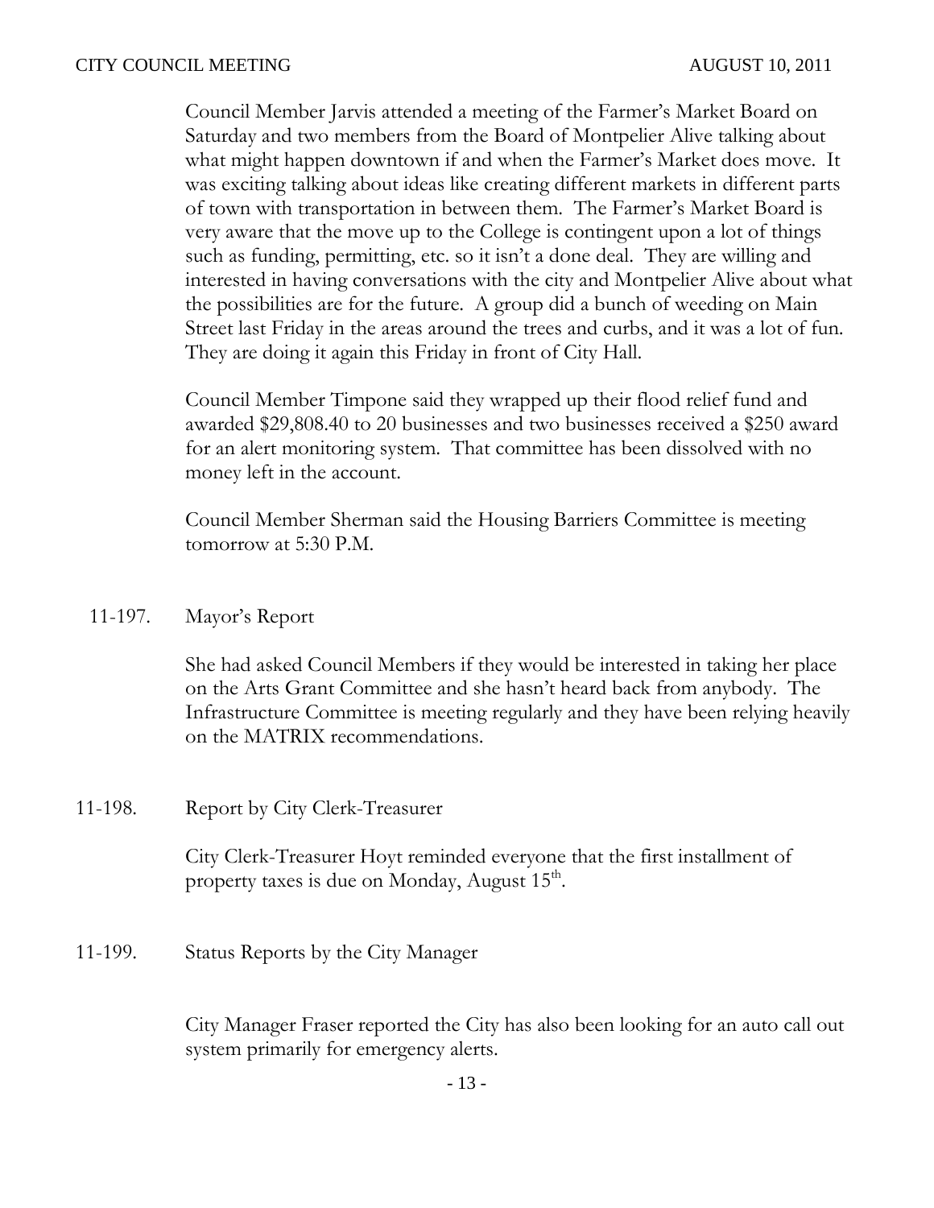Council Member Jarvis attended a meeting of the Farmer's Market Board on Saturday and two members from the Board of Montpelier Alive talking about what might happen downtown if and when the Farmer's Market does move. It was exciting talking about ideas like creating different markets in different parts of town with transportation in between them. The Farmer's Market Board is very aware that the move up to the College is contingent upon a lot of things such as funding, permitting, etc. so it isn't a done deal. They are willing and interested in having conversations with the city and Montpelier Alive about what the possibilities are for the future. A group did a bunch of weeding on Main Street last Friday in the areas around the trees and curbs, and it was a lot of fun. They are doing it again this Friday in front of City Hall.

Council Member Timpone said they wrapped up their flood relief fund and awarded $29,808.40 to 20 businesses and two businesses received a $250 award for an alert monitoring system. That committee has been dissolved with no money left in the account.

Council Member Sherman said the Housing Barriers Committee is meeting tomorrow at 5:30 P.M.

11-197. Mayor's Report

She had asked Council Members if they would be interested in taking her place on the Arts Grant Committee and she hasn't heard back from anybody. The Infrastructure Committee is meeting regularly and they have been relying heavily on the MATRIX recommendations.

11-198. Report by City Clerk-Treasurer

City Clerk-Treasurer Hoyt reminded everyone that the first installment of property taxes is due on Monday, August 15th.

11-199. Status Reports by the City Manager

City Manager Fraser reported the City has also been looking for an auto call out system primarily for emergency alerts.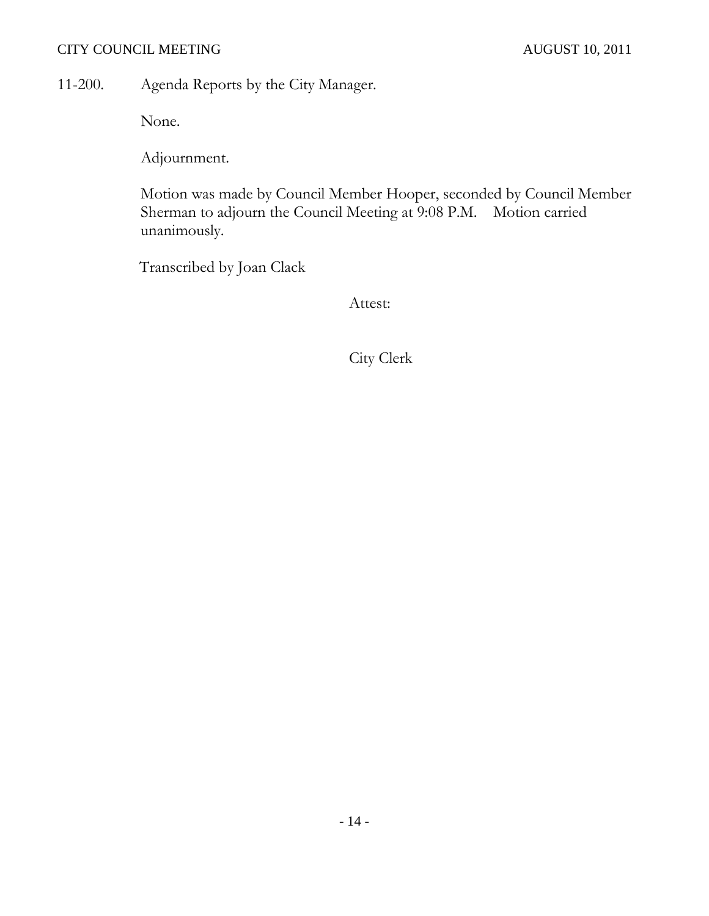11-200. Agenda Reports by the City Manager.

None.

Adjournment.

Motion was made by Council Member Hooper, seconded by Council Member Sherman to adjourn the Council Meeting at 9:08 P.M. Motion carried unanimously.

Transcribed by Joan Clack

Attest:

City Clerk